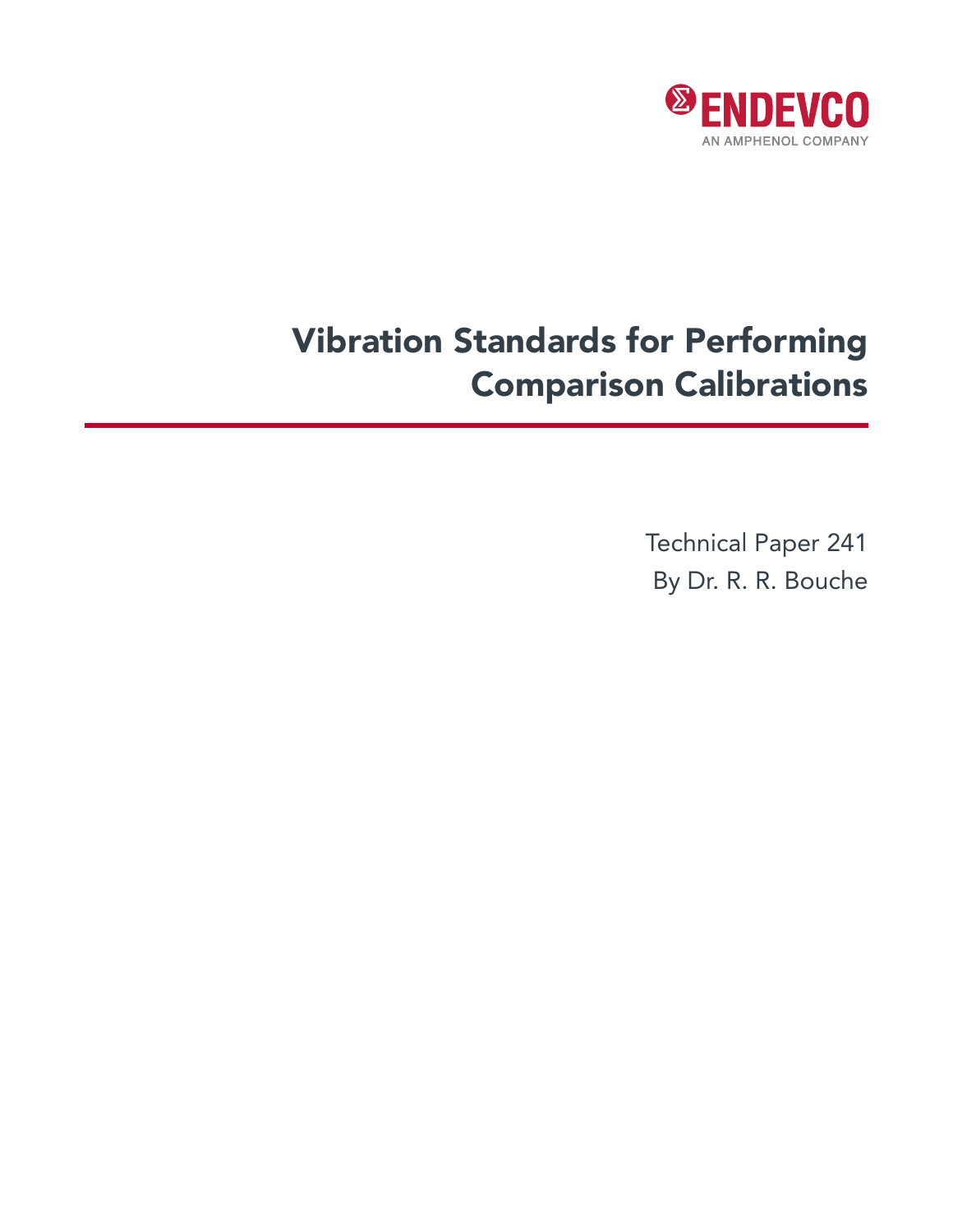ENDEVCO

AN AMPHENOL COMPANY

# Vibration Standards for Performing Comparison Calibrations

Technical Paper 241

By Dr. R. R. Bouche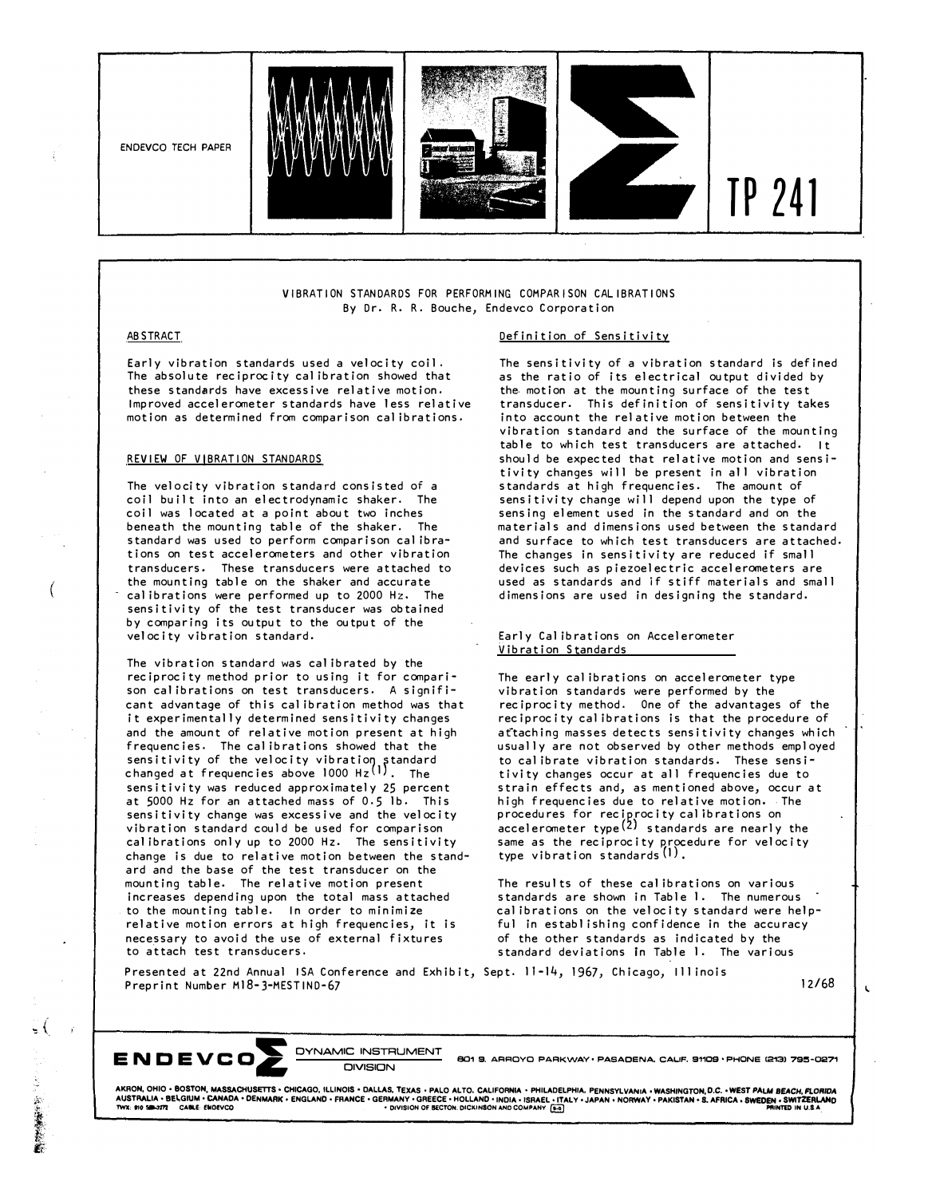ENDEVCO TECH PAPER

TP 241

VIBRATION STANDARDS FOR PERFORMING COMPARISON CALIBRATIONS
By Dr. R. R. Bouche, Endevco Corporation

## ABSTRACT

Early vibration standards used a velocity coil. The absolute reciprocity calibration showed that these standards have excessive relative motion. Improved accelerometer standards have less relative motion as determined from comparison calibrations.

## REVIEW OF VIBRATION STANDARDS

The velocity vibration standard consisted of a coil built into an electrodynamic shaker. The coil was located at a point about two inches beneath the mounting table of the shaker. The standard was used to perform comparison calibrations on test accelerometers and other vibration transducers. These transducers were attached to the mounting table on the shaker and accurate calibrations were performed up to 2000 Hz. The sensitivity of the test transducer was obtained by comparing its output to the output of the velocity vibration standard.

The vibration standard was calibrated by the reciprocity method prior to using it for comparison calibrations on test transducers. A significant advantage of this calibration method was that it experimentally determined sensitivity changes and the amount of relative motion present at high frequencies. The calibrations showed that the sensitivity of the velocity vibration standard changed at frequencies above 1000 Hz[1]. The sensitivity was reduced approximately 25 percent at 5000 Hz for an attached mass of 0.5 lb. This sensitivity change was excessive and the velocity vibration standard could be used for comparison calibrations only up to 2000 Hz. The sensitivity change is due to relative motion between the standard and the base of the test transducer on the mounting table. The relative motion present increases depending upon the total mass attached to the mounting table. In order to minimize relative motion errors at high frequencies, it is necessary to avoid the use of external fixtures to attach test transducers.

### Definition of Sensitivity

The sensitivity of a vibration standard is defined as the ratio of its electrical output divided by the motion at the mounting surface of the test transducer. This definition of sensitivity takes into account the relative motion between the vibration standard and the surface of the mounting table to which test transducers are attached. It should be expected that relative motion and sensitivity changes will be present in all vibration standards at high frequencies. The amount of sensitivity change will depend upon the type of sensing element used in the standard and on the materials and dimensions used between the standard and surface to which test transducers are attached. The changes in sensitivity are reduced if small devices such as piezoelectric accelerometers are used as standards and if stiff materials and small dimensions are used in designing the standard.

### Early Calibrations on Accelerometer Vibration Standards

The early calibrations on accelerometer type vibration standards were performed by the reciprocity method. One of the advantages of the reciprocity calibrations is that the procedure of attaching masses detects sensitivity changes which usually are not observed by other methods employed to calibrate vibration standards. These sensitivity changes occur at all frequencies due to strain effects and, as mentioned above, occur at high frequencies due to relative motion. The procedures for reciprocity calibrations on accelerometer type[2] standards are nearly the same as the reciprocity procedure for velocity type vibration standards[1].

The results of these calibrations on various standards are shown in Table 1. The numerous calibrations on the velocity standard were helpful in establishing confidence in the accuracy of the other standards as indicated by the standard deviations in Table 1. The various

Presented at 22nd Annual ISA Conference and Exhibit, Sept. 11-14, 1967, Chicago, Illinois
Preprint Number M18-3-MESTIND-67

12/68

ENDEVCO DYNAMIC INSTRUMENT DIVISION 801 S. ARROYO PARKWAY • PASADENA, CALIF. 91109 • PHONE (213) 795-0271

AKRON, OHIO • BOSTON, MASSACHUSETTS • CHICAGO, ILLINOIS • DALLAS, TEXAS • PALO ALTO, CALIFORNIA • PHILADELPHIA, PENNSYLVANIA • WASHINGTON, D.C. • WEST PALM BEACH, FLORIDA
AUSTRALIA • BELGIUM • CANADA • DENMARK • ENGLAND • FRANCE • GERMANY • GREECE • HOLLAND • INDIA • ISRAEL • ITALY • JAPAN • NORWAY • PAKISTAN • S. AFRICA • SWEDEN • SWITZERLAND
TWX: 910 588-3272 CABLE: ENDEVCO • DIVISION OF BECTON, DICKINSON AND COMPANY PRINTED IN U.S.A.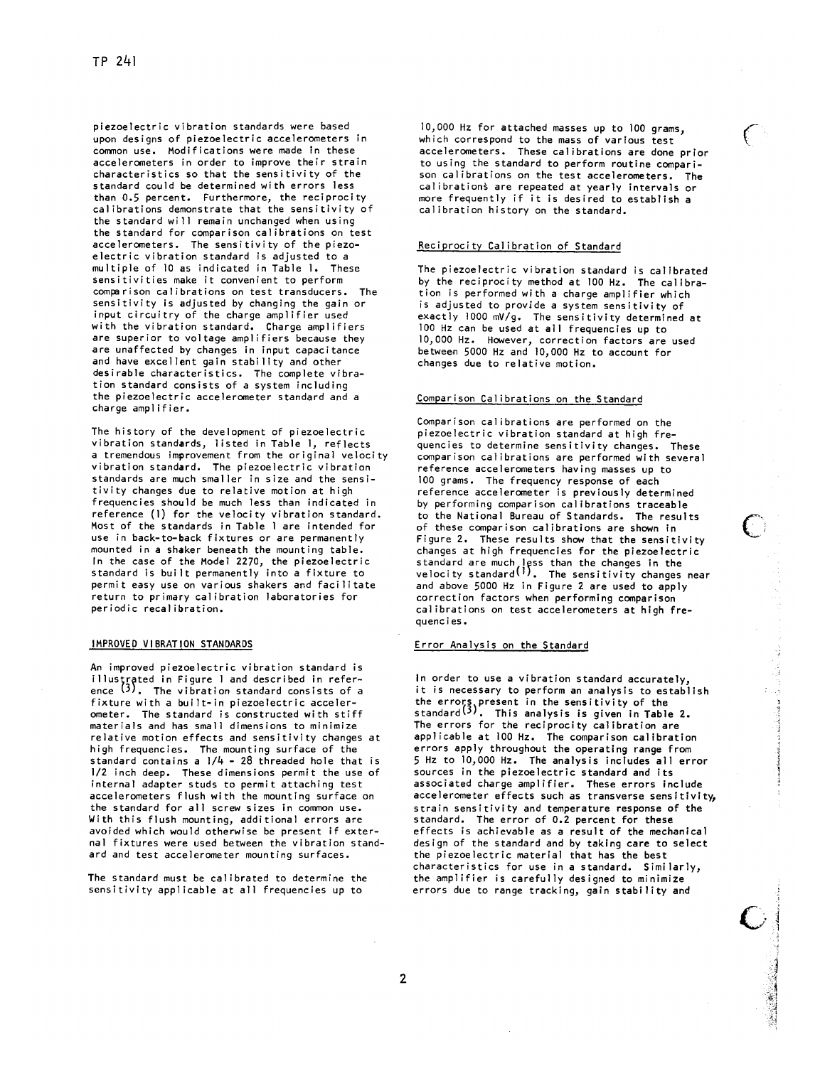piezoelectric vibration standards were based upon designs of piezoelectric accelerometers in common use. Modifications were made in these accelerometers in order to improve their strain characteristics so that the sensitivity of the standard could be determined with errors less than 0.5 percent. Furthermore, the reciprocity calibrations demonstrate that the sensitivity of the standard will remain unchanged when using the standard for comparison calibrations on test accelerometers. The sensitivity of the piezoelectric vibration standard is adjusted to a multiple of 10 as indicated in Table 1. These sensitivities make it convenient to perform comparison calibrations on test transducers. The sensitivity is adjusted by changing the gain or input circuitry of the charge amplifier used with the vibration standard. Charge amplifiers are superior to voltage amplifiers because they are unaffected by changes in input capacitance and have excellent gain stability and other desirable characteristics. The complete vibration standard consists of a system including the piezoelectric accelerometer standard and a charge amplifier.

The history of the development of piezoelectric vibration standards, listed in Table 1, reflects a tremendous improvement from the original velocity vibration standard. The piezoelectric vibration standards are much smaller in size and the sensitivity changes due to relative motion at high frequencies should be much less than indicated in reference (1) for the velocity vibration standard. Most of the standards in Table 1 are intended for use in back-to-back fixtures or are permanently mounted in a shaker beneath the mounting table. In the case of the Model 2270, the piezoelectric standard is built permanently into a fixture to permit easy use on various shakers and facilitate return to primary calibration laboratories for periodic recalibration.

## IMPROVED VIBRATION STANDARDS

An improved piezoelectric vibration standard is illustrated in Figure 1 and described in reference (3). The vibration standard consists of a fixture with a built-in piezoelectric accelerometer. The standard is constructed with stiff materials and has small dimensions to minimize relative motion effects and sensitivity changes at high frequencies. The mounting surface of the standard contains a 1/4 - 28 threaded hole that is 1/2 inch deep. These dimensions permit the use of internal adapter studs to permit attaching test accelerometers flush with the mounting surface on the standard for all screw sizes in common use. With this flush mounting, additional errors are avoided which would otherwise be present if external fixtures were used between the vibration standard and test accelerometer mounting surfaces.

The standard must be calibrated to determine the sensitivity applicable at all frequencies up to 10,000 Hz for attached masses up to 100 grams, which correspond to the mass of various test accelerometers. These calibrations are done prior to using the standard to perform routine comparison calibrations on the test accelerometers. The calibrations are repeated at yearly intervals or more frequently if it is desired to establish a calibration history on the standard.

### Reciprocity Calibration of Standard

The piezoelectric vibration standard is calibrated by the reciprocity method at 100 Hz. The calibration is performed with a charge amplifier which is adjusted to provide a system sensitivity of exactly 1000 mV/g. The sensitivity determined at 100 Hz can be used at all frequencies up to 10,000 Hz. However, correction factors are used between 5000 Hz and 10,000 Hz to account for changes due to relative motion.

### Comparison Calibrations on the Standard

Comparison calibrations are performed on the piezoelectric vibration standard at high frequencies to determine sensitivity changes. These comparison calibrations are performed with several reference accelerometers having masses up to 100 grams. The frequency response of each reference accelerometer is previously determined by performing comparison calibrations traceable to the National Bureau of Standards. The results of these comparison calibrations are shown in Figure 2. These results show that the sensitivity changes at high frequencies for the piezoelectric standard are much less than the changes in the velocity standard(1). The sensitivity changes near and above 5000 Hz in Figure 2 are used to apply correction factors when performing comparison calibrations on test accelerometers at high frequencies.

### Error Analysis on the Standard

In order to use a vibration standard accurately, it is necessary to perform an analysis to establish the errors present in the sensitivity of the standard(3). This analysis is given in Table 2. The errors for the reciprocity calibration are applicable at 100 Hz. The comparison calibration errors apply throughout the operating range from 5 Hz to 10,000 Hz. The analysis includes all error sources in the piezoelectric standard and its associated charge amplifier. These errors include accelerometer effects such as transverse sensitivity, strain sensitivity and temperature response of the standard. The error of 0.2 percent for these effects is achievable as a result of the mechanical design of the standard and by taking care to select the piezoelectric material that has the best characteristics for use in a standard. Similarly, the amplifier is carefully designed to minimize errors due to range tracking, gain stability and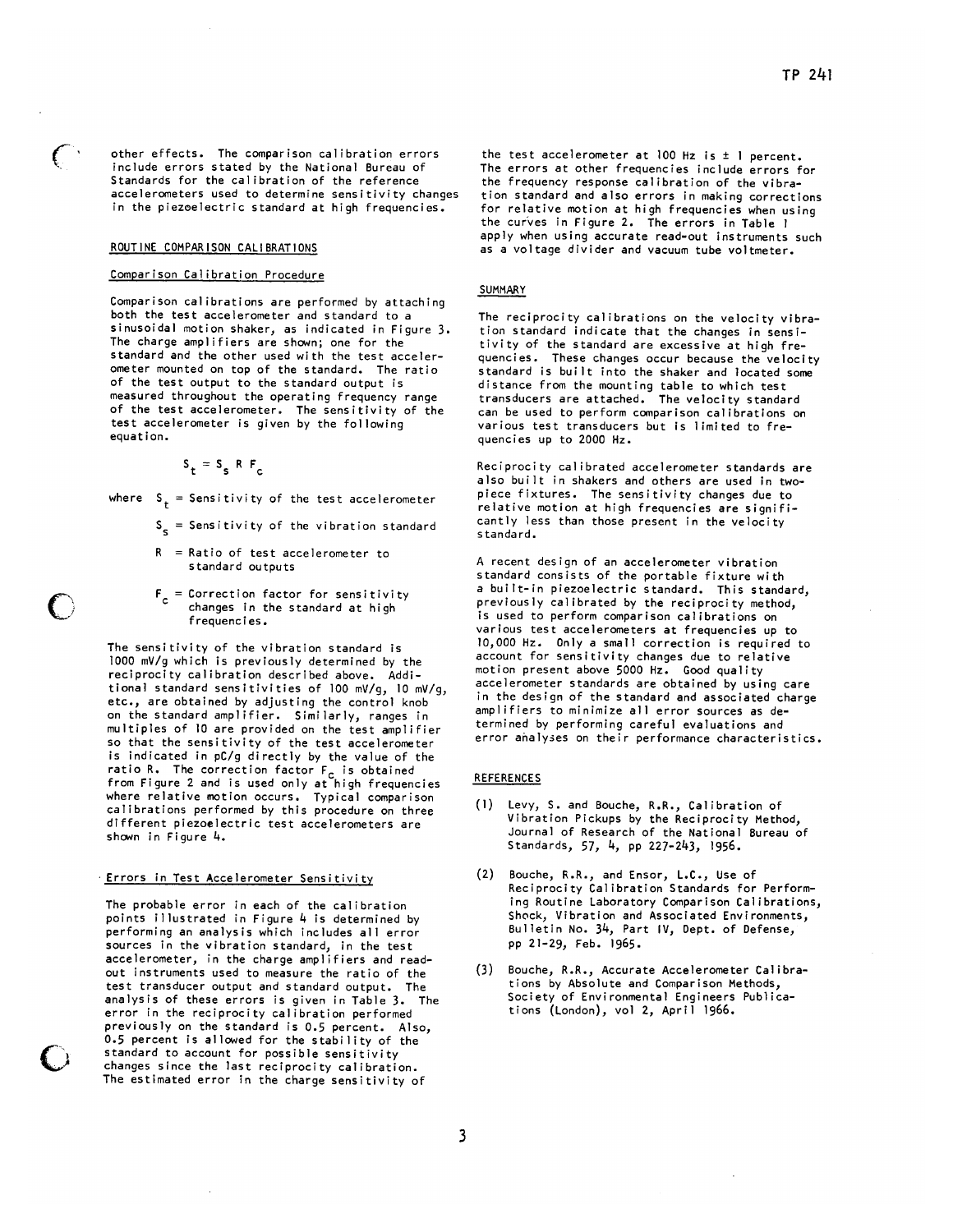other effects. The comparison calibration errors include errors stated by the National Bureau of Standards for the calibration of the reference accelerometers used to determine sensitivity changes in the piezoelectric standard at high frequencies.

## ROUTINE COMPARISON CALIBRATIONS

### Comparison Calibration Procedure

Comparison calibrations are performed by attaching both the test accelerometer and standard to a sinusoidal motion shaker, as indicated in Figure 3. The charge amplifiers are shown; one for the standard and the other used with the test accelerometer mounted on top of the standard. The ratio of the test output to the standard output is measured throughout the operating frequency range of the test accelerometer. The sensitivity of the test accelerometer is given by the following equation.

$$S_t = S_s R F_c$$

where $S_t$ = Sensitivity of the test accelerometer

$S_s$ = Sensitivity of the vibration standard

$R$ = Ratio of test accelerometer to standard outputs

$F_c$ = Correction factor for sensitivity changes in the standard at high frequencies.

The sensitivity of the vibration standard is 1000 mV/g which is previously determined by the reciprocity calibration described above. Additional standard sensitivities of 100 mV/g, 10 mV/g, etc., are obtained by adjusting the control knob on the standard amplifier. Similarly, ranges in multiples of 10 are provided on the test amplifier so that the sensitivity of the test accelerometer is indicated in pC/g directly by the value of the ratio R. The correction factor $F_c$ is obtained from Figure 2 and is used only at high frequencies where relative motion occurs. Typical comparison calibrations performed by this procedure on three different piezoelectric test accelerometers are shown in Figure 4.

### Errors in Test Accelerometer Sensitivity

The probable error in each of the calibration points illustrated in Figure 4 is determined by performing an analysis which includes all error sources in the vibration standard, in the test accelerometer, in the charge amplifiers and readout instruments used to measure the ratio of the test transducer output and standard output. The analysis of these errors is given in Table 3. The error in the reciprocity calibration performed previously on the standard is 0.5 percent. Also, 0.5 percent is allowed for the stability of the standard to account for possible sensitivity changes since the last reciprocity calibration. The estimated error in the charge sensitivity of the test accelerometer at 100 Hz is ± 1 percent. The errors at other frequencies include errors for the frequency response calibration of the vibration standard and also errors in making corrections for relative motion at high frequencies when using the curves in Figure 2. The errors in Table 1 apply when using accurate read-out instruments such as a voltage divider and vacuum tube voltmeter.

## SUMMARY

The reciprocity calibrations on the velocity vibration standard indicate that the changes in sensitivity of the standard are excessive at high frequencies. These changes occur because the velocity standard is built into the shaker and located some distance from the mounting table to which test transducers are attached. The velocity standard can be used to perform comparison calibrations on various test transducers but is limited to frequencies up to 2000 Hz.

Reciprocity calibrated accelerometer standards are also built in shakers and others are used in two-piece fixtures. The sensitivity changes due to relative motion at high frequencies are significantly less than those present in the velocity standard.

A recent design of an accelerometer vibration standard consists of the portable fixture with a built-in piezoelectric standard. This standard, previously calibrated by the reciprocity method, is used to perform comparison calibrations on various test accelerometers at frequencies up to 10,000 Hz. Only a small correction is required to account for sensitivity changes due to relative motion present above 5000 Hz. Good quality accelerometer standards are obtained by using care in the design of the standard and associated charge amplifiers to minimize all error sources as determined by performing careful evaluations and error analyses on their performance characteristics.

## REFERENCES

(1) Levy, S. and Bouche, R.R., Calibration of Vibration Pickups by the Reciprocity Method, Journal of Research of the National Bureau of Standards, 57, 4, pp 227-243, 1956.

(2) Bouche, R.R., and Ensor, L.C., Use of Reciprocity Calibration Standards for Performing Routine Laboratory Comparison Calibrations, Shock, Vibration and Associated Environments, Bulletin No. 34, Part IV, Dept. of Defense, pp 21-29, Feb. 1965.

(3) Bouche, R.R., Accurate Accelerometer Calibrations by Absolute and Comparison Methods, Society of Environmental Engineers Publications (London), vol 2, April 1966.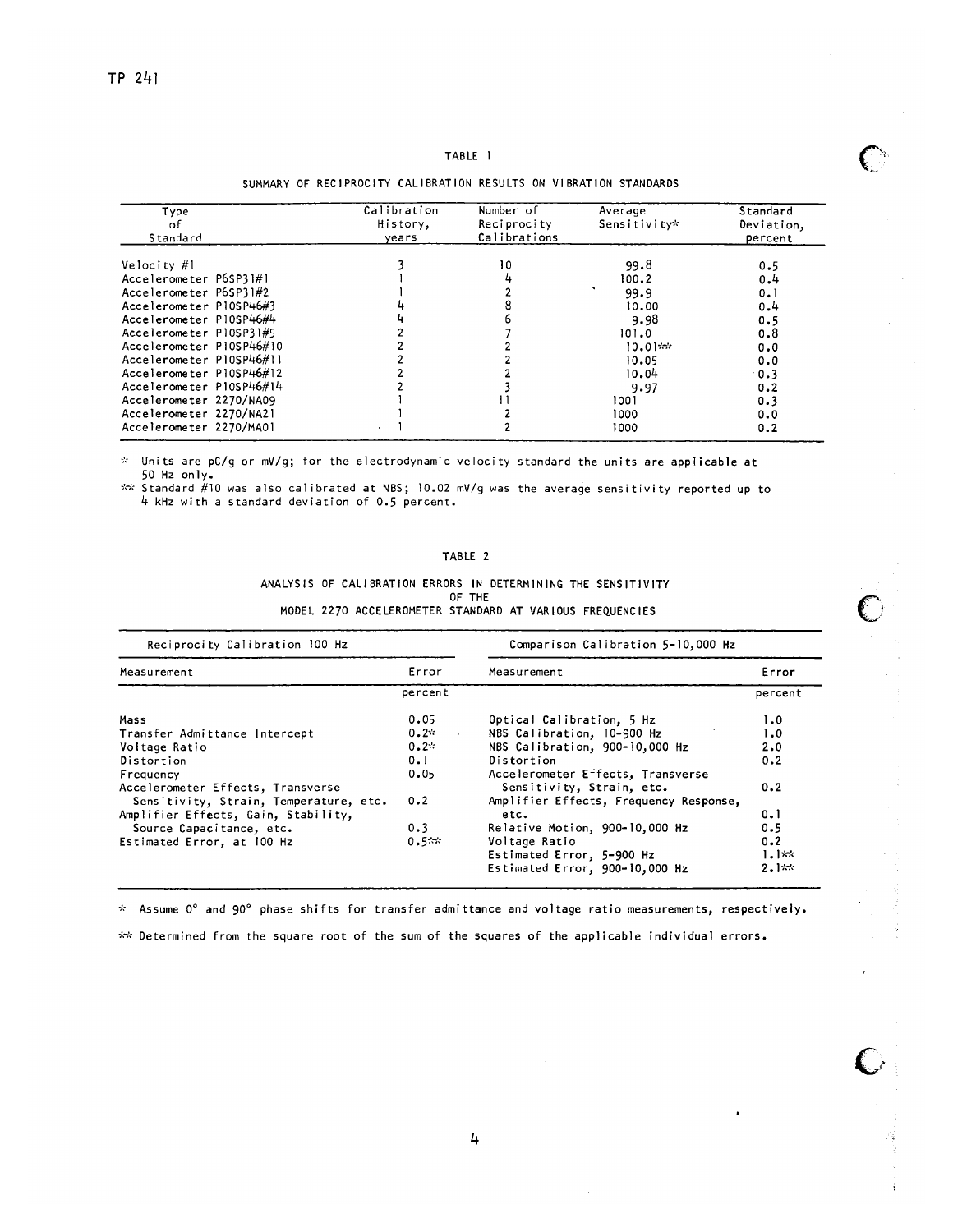TABLE 1

SUMMARY OF RECIPROCITY CALIBRATION RESULTS ON VIBRATION STANDARDS

| Type of Standard | Calibration History, years | Number of Reciprocity Calibrations | Average Sensitivity* | Standard Deviation, percent |
|---|---|---|---|---|
| Velocity #1 | 3 | 10 | 99.8 | 0.5 |
| Accelerometer P6SP31#1 | 1 | 4 | 100.2 | 0.4 |
| Accelerometer P6SP31#2 | 1 | 2 | 99.9 | 0.1 |
| Accelerometer P10SP46#3 | 4 | 8 | 10.00 | 0.4 |
| Accelerometer P10SP46#4 | 4 | 6 | 9.98 | 0.5 |
| Accelerometer P10SP31#5 | 2 | 7 | 101.0 | 0.8 |
| Accelerometer P10SP46#10 | 2 | 2 | 10.01** | 0.0 |
| Accelerometer P10SP46#11 | 2 | 2 | 10.05 | 0.0 |
| Accelerometer P10SP46#12 | 2 | 2 | 10.04 | 0.3 |
| Accelerometer P10SP46#14 | 2 | 3 | 9.97 | 0.2 |
| Accelerometer 2270/NA09 | 1 | 11 | 1001 | 0.3 |
| Accelerometer 2270/NA21 | 1 | 2 | 1000 | 0.0 |
| Accelerometer 2270/MA01 | 1 | 2 | 1000 | 0.2 |

\* Units are pC/g or mV/g; for the electrodynamic velocity standard the units are applicable at 50 Hz only.

** Standard #10 was also calibrated at NBS; 10.02 mV/g was the average sensitivity reported up to 4 kHz with a standard deviation of 0.5 percent.

TABLE 2

ANALYSIS OF CALIBRATION ERRORS IN DETERMINING THE SENSITIVITY OF THE MODEL 2270 ACCELEROMETER STANDARD AT VARIOUS FREQUENCIES

| Reciprocity Calibration 100 Hz | | Comparison Calibration 5-10,000 Hz | |
|---|---|---|---|
| Measurement | Error | Measurement | Error |
| | percent | | percent |
| Mass | 0.05 | Optical Calibration, 5 Hz | 1.0 |
| Transfer Admittance Intercept | 0.2* | NBS Calibration, 10-900 Hz | 1.0 |
| Voltage Ratio | 0.2* | NBS Calibration, 900-10,000 Hz | 2.0 |
| Distortion | 0.1 | Distortion | 0.2 |
| Frequency | 0.05 | Accelerometer Effects, Transverse Sensitivity, Strain, etc. | 0.2 |
| Accelerometer Effects, Transverse Sensitivity, Strain, Temperature, etc. | 0.2 | Amplifier Effects, Frequency Response, etc. | 0.1 |
| Amplifier Effects, Gain, Stability, Source Capacitance, etc. | 0.3 | Relative Motion, 900-10,000 Hz | 0.5 |
| Estimated Error, at 100 Hz | 0.5** | Voltage Ratio | 0.2 |
| | | Estimated Error, 5-900 Hz | 1.1** |
| | | Estimated Error, 900-10,000 Hz | 2.1** |

\* Assume 0° and 90° phase shifts for transfer admittance and voltage ratio measurements, respectively.

** Determined from the square root of the sum of the squares of the applicable individual errors.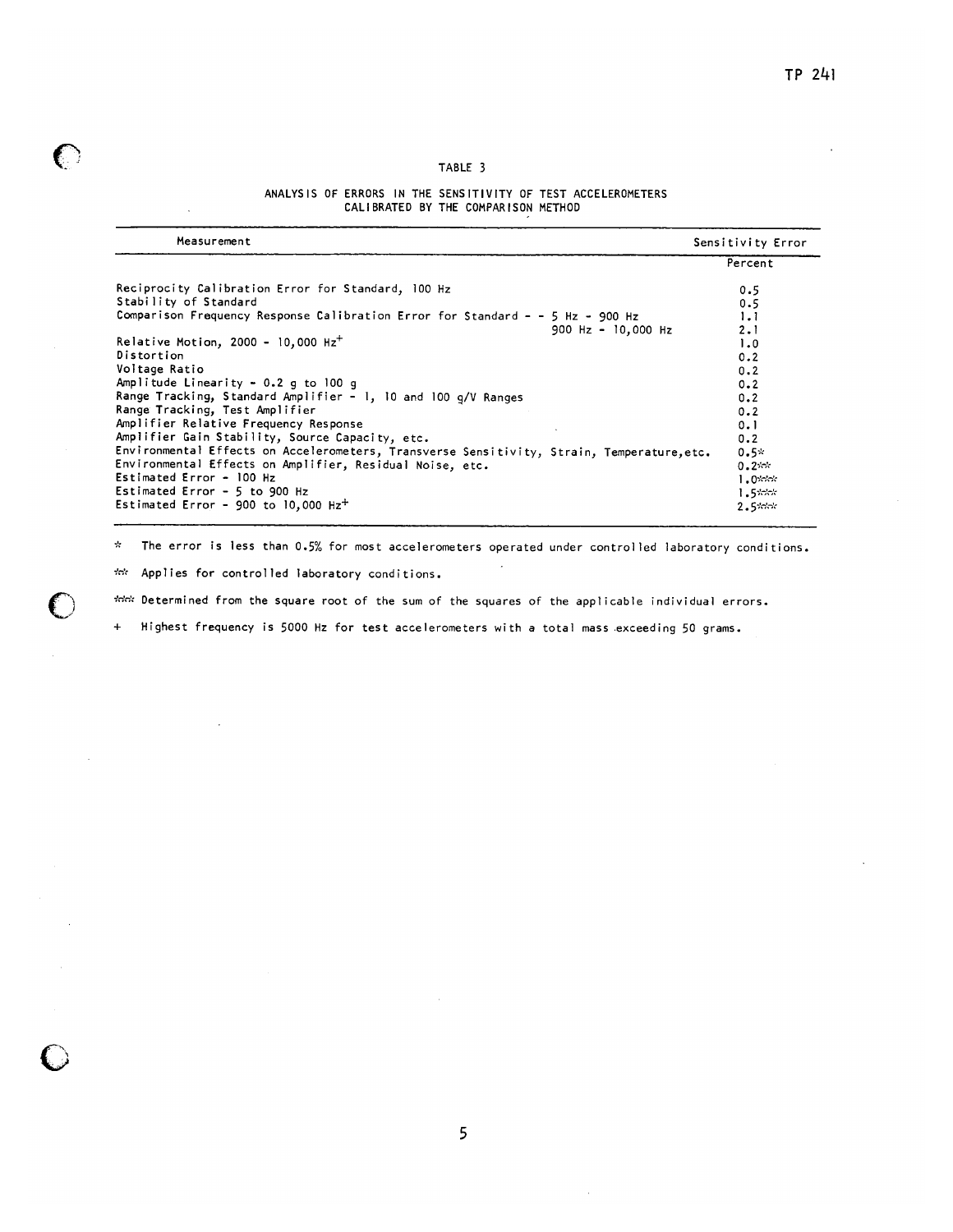TABLE 3

ANALYSIS OF ERRORS IN THE SENSITIVITY OF TEST ACCELEROMETERS CALIBRATED BY THE COMPARISON METHOD

| Measurement | Sensitivity Error |
|---|---|
| | Percent |
| Reciprocity Calibration Error for Standard, 100 Hz | 0.5 |
| Stability of Standard | 0.5 |
| Comparison Frequency Response Calibration Error for Standard - - 5 Hz - 900 Hz | 1.1 |
| 900 Hz - 10,000 Hz | 2.1 |
| Relative Motion, 2000 - 10,000 Hz+ | 1.0 |
| Distortion | 0.2 |
| Voltage Ratio | 0.2 |
| Amplitude Linearity - 0.2 g to 100 g | 0.2 |
| Range Tracking, Standard Amplifier - 1, 10 and 100 g/V Ranges | 0.2 |
| Range Tracking, Test Amplifier | 0.2 |
| Amplifier Relative Frequency Response | 0.1 |
| Amplifier Gain Stability, Source Capacity, etc. | 0.2 |
| Environmental Effects on Accelerometers, Transverse Sensitivity, Strain, Temperature, etc. | 0.5* |
| Environmental Effects on Amplifier, Residual Noise, etc. | 0.2** |
| Estimated Error - 100 Hz | 1.0*** |
| Estimated Error - 5 to 900 Hz | 1.5*** |
| Estimated Error - 900 to 10,000 Hz+ | 2.5*** |

\* The error is less than 0.5% for most accelerometers operated under controlled laboratory conditions.

\** Applies for controlled laboratory conditions.

\*** Determined from the square root of the sum of the squares of the applicable individual errors.

\+ Highest frequency is 5000 Hz for test accelerometers with a total mass exceeding 50 grams.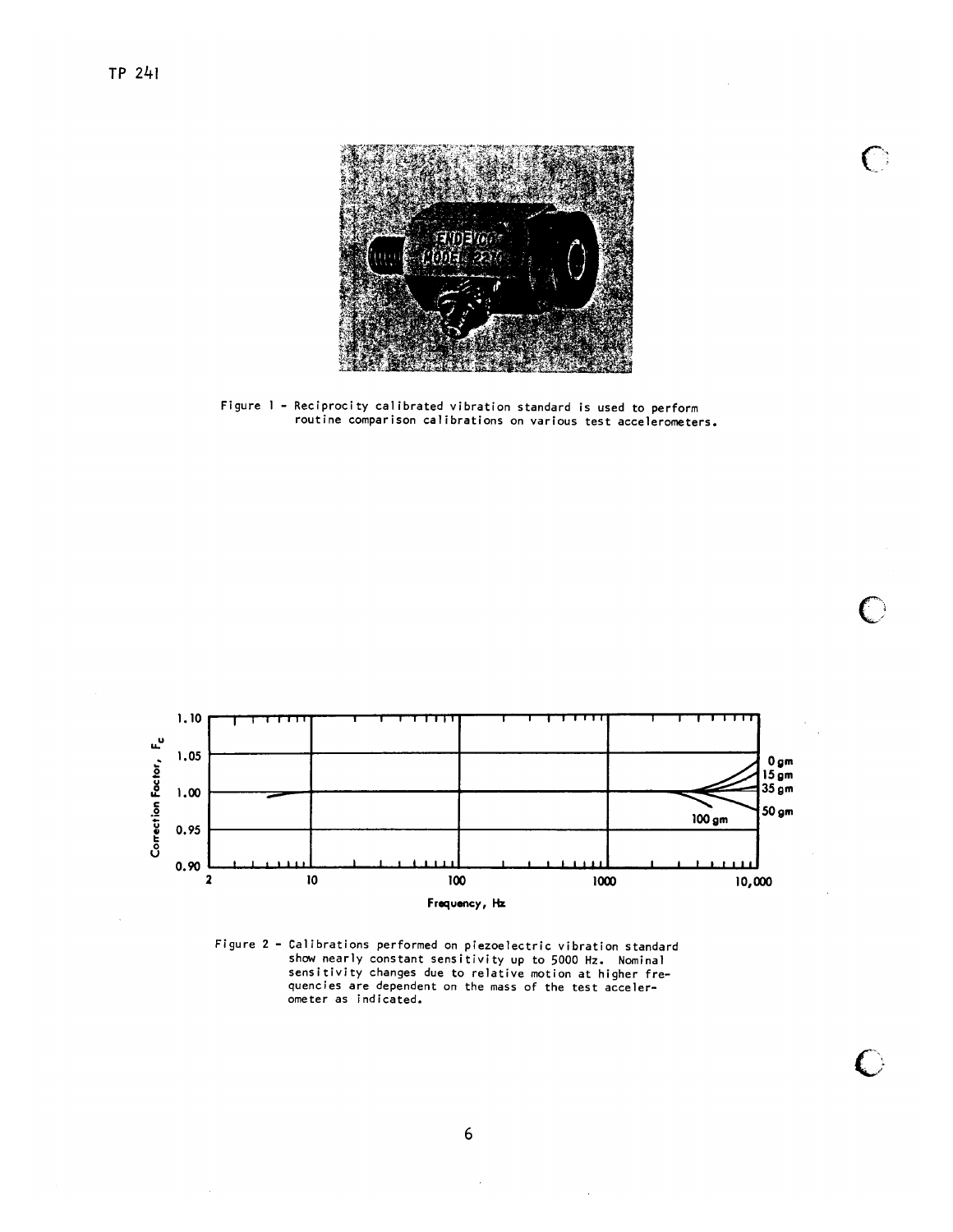Figure 1 - Reciprocity calibrated vibration standard is used to perform routine comparison calibrations on various test accelerometers.

Figure 2 - Calibrations performed on piezoelectric vibration standard show nearly constant sensitivity up to 5000 Hz. Nominal sensitivity changes due to relative motion at higher frequencies are dependent on the mass of the test accelerometer as indicated.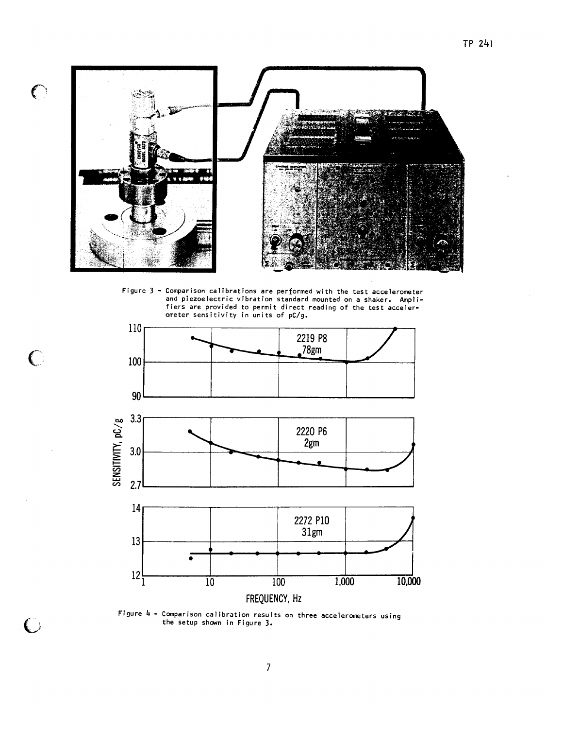Figure 3 - Comparison calibrations are performed with the test accelerometer and piezoelectric vibration standard mounted on a shaker. Amplifiers are provided to permit direct reading of the test accelerometer sensitivity in units of pC/g.

Figure 4 - Comparison calibration results on three accelerometers using the setup shown in Figure 3.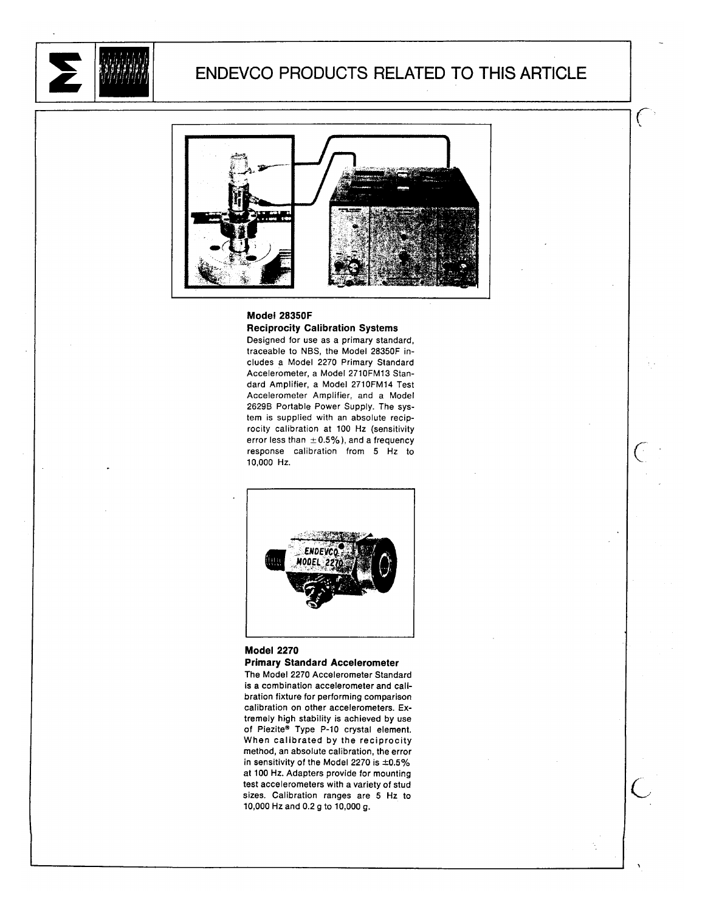# ENDEVCO PRODUCTS RELATED TO THIS ARTICLE

### Model 28350F
### Reciprocity Calibration Systems

Designed for use as a primary standard, traceable to NBS, the Model 28350F includes a Model 2270 Primary Standard Accelerometer, a Model 2710FM13 Standard Amplifier, a Model 2710FM14 Test Accelerometer Amplifier, and a Model 2629B Portable Power Supply. The system is supplied with an absolute reciprocity calibration at 100 Hz (sensitivity error less than ±0.5%), and a frequency response calibration from 5 Hz to 10,000 Hz.

### Model 2270
### Primary Standard Accelerometer

The Model 2270 Accelerometer Standard is a combination accelerometer and calibration fixture for performing comparison calibration on other accelerometers. Extremely high stability is achieved by use of Piezite® Type P-10 crystal element. When calibrated by the reciprocity method, an absolute calibration, the error in sensitivity of the Model 2270 is ±0.5% at 100 Hz. Adapters provide for mounting test accelerometers with a variety of stud sizes. Calibration ranges are 5 Hz to 10,000 Hz and 0.2 g to 10,000 g.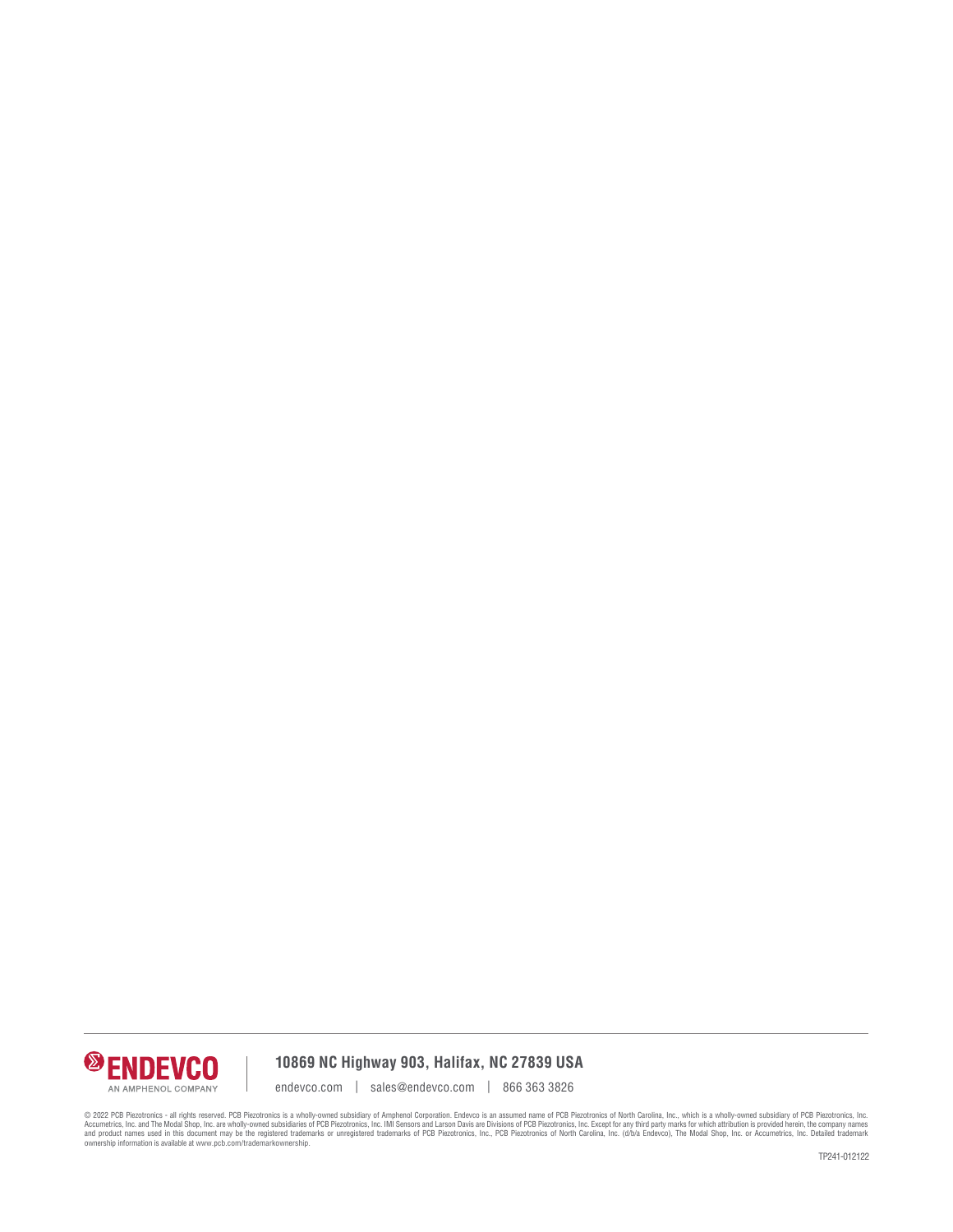ENDEVCO

AN AMPHENOL COMPANY

**10869 NC Highway 903, Halifax, NC 27839 USA**

endevco.com | sales@endevco.com | 866 363 3826

© 2022 PCB Piezotronics - all rights reserved. PCB Piezotronics is a wholly-owned subsidiary of Amphenol Corporation. Endevco is an assumed name of PCB Piezotronics of North Carolina, Inc., which is a wholly-owned subsidiary of PCB Piezotronics, Inc. Accumetrics, Inc. and The Modal Shop, Inc. are wholly-owned subsidiaries of PCB Piezotronics, Inc. IMI Sensors and Larson Davis are Divisions of PCB Piezotronics, Inc. Except for any third party marks for which attribution is provided herein, the company names and product names used in this document may be the registered trademarks or unregistered trademarks of PCB Piezotronics, Inc., PCB Piezotronics of North Carolina, Inc. (d/b/a Endevco), The Modal Shop, Inc. or Accumetrics, Inc. Detailed trademark ownership information is available at www.pcb.com/trademarkownership.

TP241-012122